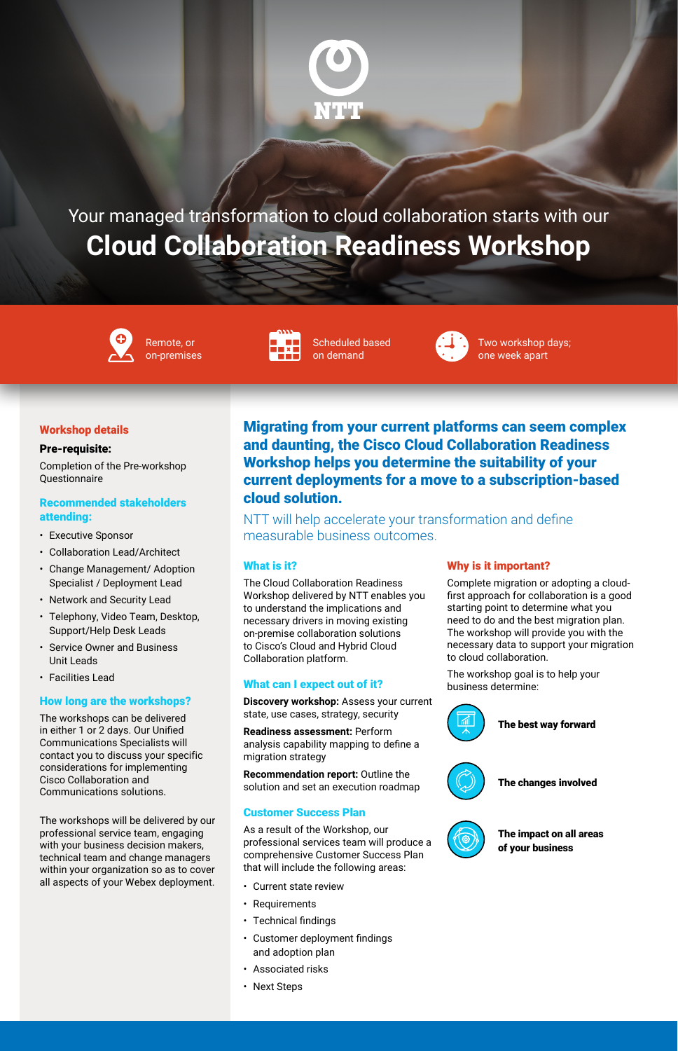NTT

Your managed transformation to cloud collaboration starts with our

# Cloud Collaboration Readiness Workshop

Remote, or on-premises

Scheduled based on demand

Two workshop days; one week apart

## Workshop details

**Pre-requisite:**

Completion of the Pre-workshop Questionnaire

### Recommended stakeholders attending:

- Executive Sponsor
- Collaboration Lead/Architect
- Change Management/ Adoption Specialist / Deployment Lead
- Network and Security Lead
- Telephony, Video Team, Desktop, Support/Help Desk Leads
- Service Owner and Business Unit Leads
- Facilities Lead

### How long are the workshops?

The workshops can be delivered in either 1 or 2 days. Our Unified Communications Specialists will contact you to discuss your specific considerations for implementing Cisco Collaboration and Communications solutions.

The workshops will be delivered by our professional service team, engaging with your business decision makers, technical team and change managers within your organization so as to cover all aspects of your Webex deployment.

## Migrating from your current platforms can seem complex and daunting, the Cisco Cloud Collaboration Readiness Workshop helps you determine the suitability of your current deployments for a move to a subscription-based cloud solution.

NTT will help accelerate your transformation and define measurable business outcomes.

### What is it?

The Cloud Collaboration Readiness Workshop delivered by NTT enables you to understand the implications and necessary drivers in moving existing on-premise collaboration solutions to Cisco's Cloud and Hybrid Cloud Collaboration platform.

### What can I expect out of it?

**Discovery workshop:** Assess your current state, use cases, strategy, security

**Readiness assessment:** Perform analysis capability mapping to define a migration strategy

**Recommendation report:** Outline the solution and set an execution roadmap

### Customer Success Plan

As a result of the Workshop, our professional services team will produce a comprehensive Customer Success Plan that will include the following areas:

- Current state review
- Requirements
- Technical findings
- Customer deployment findings and adoption plan
- Associated risks
- Next Steps

### Why is it important?

Complete migration or adopting a cloud-first approach for collaboration is a good starting point to determine what you need to do and the best migration plan. The workshop will provide you with the necessary data to support your migration to cloud collaboration.

The workshop goal is to help your business determine:

**The best way forward**

**The changes involved**

**The impact on all areas of your business**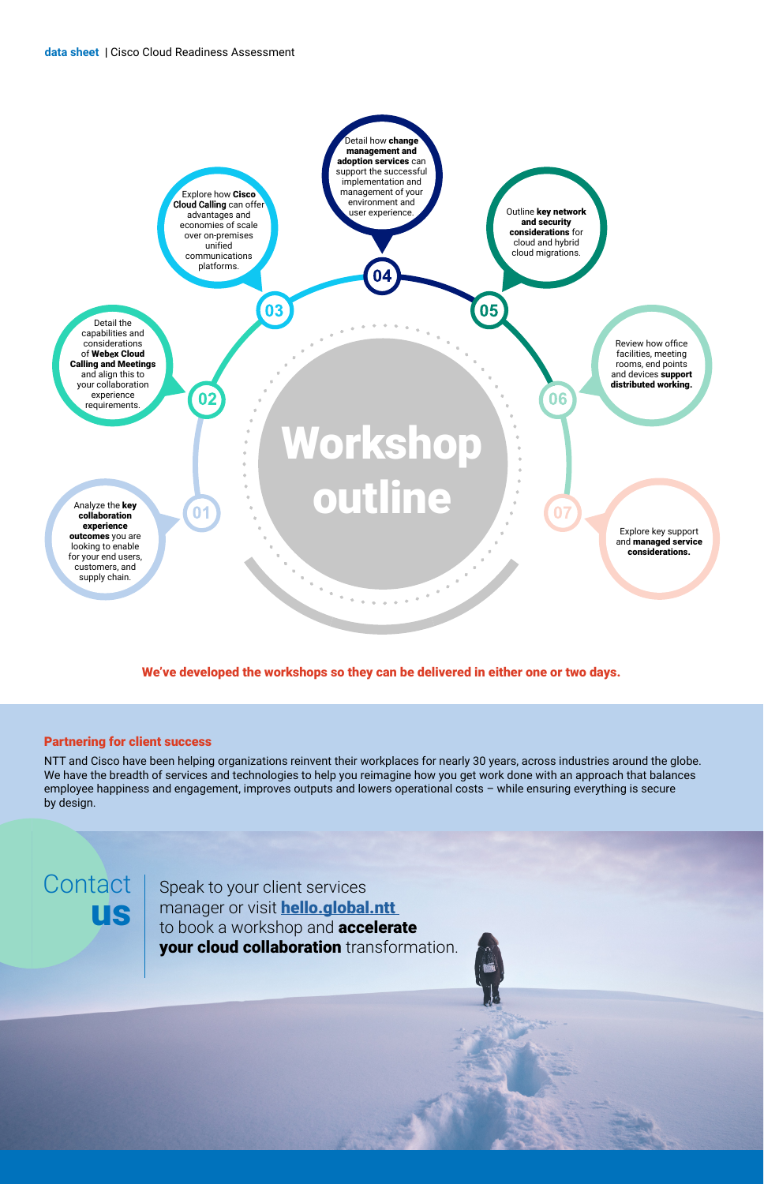## Workshop outline

**01** Analyze the **key collaboration experience outcomes** you are looking to enable for your end users, customers, and supply chain.

**02** Detail the capabilities and considerations of **Webex Cloud Calling and Meetings** and align this to your collaboration experience requirements.

**03** Explore how **Cisco Cloud Calling** can offer advantages and economies of scale over on-premises unified communications platforms.

**04** Detail how **change management and adoption services** can support the successful implementation and management of your environment and user experience.

**05** Outline **key network and security considerations** for cloud and hybrid cloud migrations.

**06** Review how office facilities, meeting rooms, end points and devices **support distributed working.**

**07** Explore key support and **managed service considerations.**

**We've developed the workshops so they can be delivered in either one or two days.**

### Partnering for client success

NTT and Cisco have been helping organizations reinvent their workplaces for nearly 30 years, across industries around the globe. We have the breadth of services and technologies to help you reimagine how you get work done with an approach that balances employee happiness and engagement, improves outputs and lowers operational costs – while ensuring everything is secure by design.

## Contact **us**

Speak to your client services manager or visit **hello.global.ntt** to book a workshop and **accelerate your cloud collaboration** transformation.